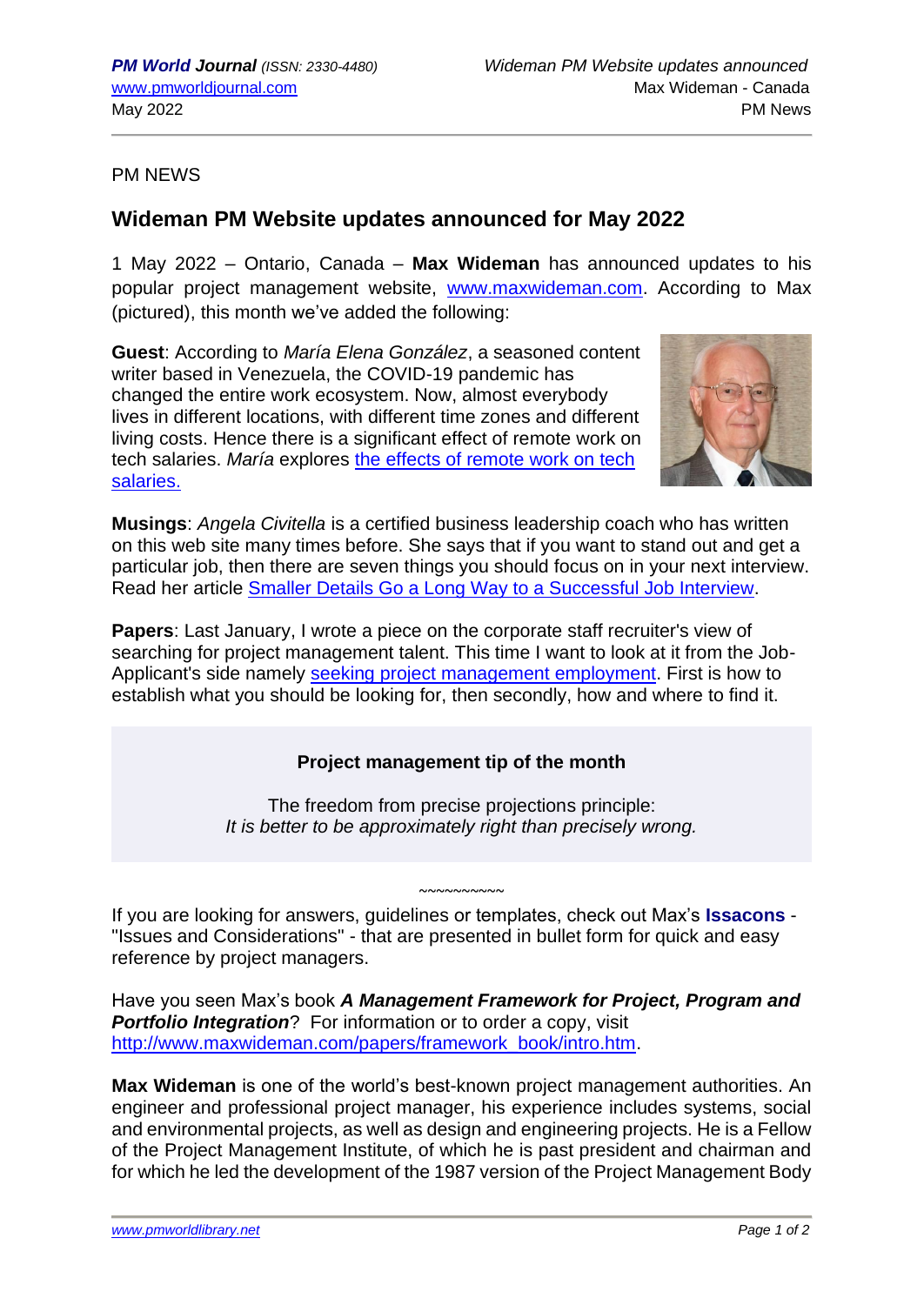PM NEWS

## Wideman PM Website updates announced for May 2022

1 May 2022 – Ontario, Canada – **Max Wideman** has announced updates to his popular project management website, www.maxwideman.com. According to Max (pictured), this month we've added the following:

**Guest**: According to *María Elena González*, a seasoned content writer based in Venezuela, the COVID-19 pandemic has changed the entire work ecosystem. Now, almost everybody lives in different locations, with different time zones and different living costs. Hence there is a significant effect of remote work on tech salaries. *María* explores the effects of remote work on tech salaries.

**Musings**: *Angela Civitella* is a certified business leadership coach who has written on this web site many times before. She says that if you want to stand out and get a particular job, then there are seven things you should focus on in your next interview. Read her article Smaller Details Go a Long Way to a Successful Job Interview.

**Papers**: Last January, I wrote a piece on the corporate staff recruiter's view of searching for project management talent. This time I want to look at it from the Job-Applicant's side namely seeking project management employment. First is how to establish what you should be looking for, then secondly, how and where to find it.

**Project management tip of the month**

The freedom from precise projections principle:
*It is better to be approximately right than precisely wrong.*

~~~~~~~~~~

If you are looking for answers, guidelines or templates, check out Max's **Issacons** - "Issues and Considerations" - that are presented in bullet form for quick and easy reference by project managers.

Have you seen Max's book ***A Management Framework for Project, Program and Portfolio Integration***? For information or to order a copy, visit http://www.maxwideman.com/papers/framework_book/intro.htm.

**Max Wideman** is one of the world's best-known project management authorities. An engineer and professional project manager, his experience includes systems, social and environmental projects, as well as design and engineering projects. He is a Fellow of the Project Management Institute, of which he is past president and chairman and for which he led the development of the 1987 version of the Project Management Body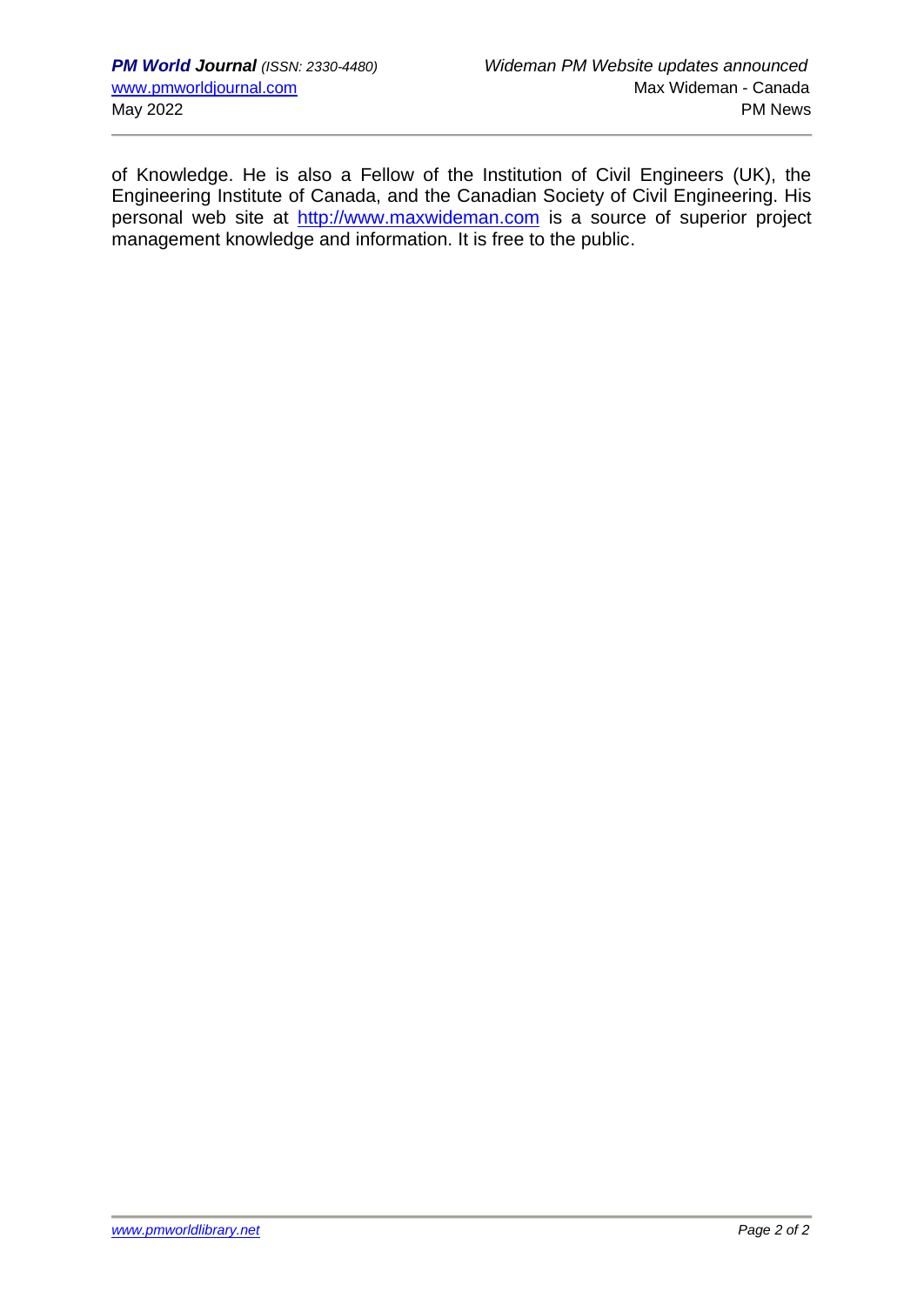of Knowledge. He is also a Fellow of the Institution of Civil Engineers (UK), the Engineering Institute of Canada, and the Canadian Society of Civil Engineering. His personal web site at http://www.maxwideman.com is a source of superior project management knowledge and information. It is free to the public.